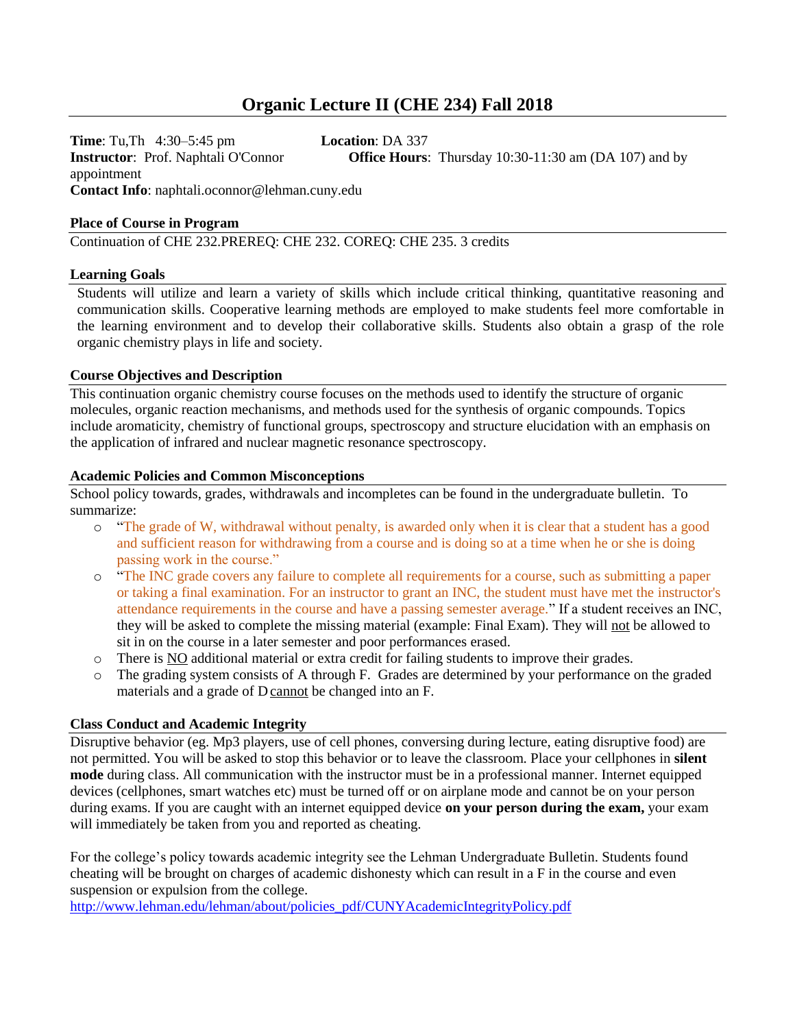# Organic Lecture II (CHE 234) Fall 2018

**Time**: Tu,Th 4:30–5:45 pm  **Location**: DA 337
**Instructor**: Prof. Naphtali O'Connor  **Office Hours**: Thursday 10:30-11:30 am (DA 107) and by appointment
**Contact Info**: naphtali.oconnor@lehman.cuny.edu

## Place of Course in Program

Continuation of CHE 232.PREREQ: CHE 232. COREQ: CHE 235. 3 credits

## Learning Goals

Students will utilize and learn a variety of skills which include critical thinking, quantitative reasoning and communication skills. Cooperative learning methods are employed to make students feel more comfortable in the learning environment and to develop their collaborative skills. Students also obtain a grasp of the role organic chemistry plays in life and society.

## Course Objectives and Description

This continuation organic chemistry course focuses on the methods used to identify the structure of organic molecules, organic reaction mechanisms, and methods used for the synthesis of organic compounds. Topics include aromaticity, chemistry of functional groups, spectroscopy and structure elucidation with an emphasis on the application of infrared and nuclear magnetic resonance spectroscopy.

## Academic Policies and Common Misconceptions

School policy towards, grades, withdrawals and incompletes can be found in the undergraduate bulletin. To summarize:

- "The grade of W, withdrawal without penalty, is awarded only when it is clear that a student has a good and sufficient reason for withdrawing from a course and is doing so at a time when he or she is doing passing work in the course."
- "The INC grade covers any failure to complete all requirements for a course, such as submitting a paper or taking a final examination. For an instructor to grant an INC, the student must have met the instructor's attendance requirements in the course and have a passing semester average." If a student receives an INC, they will be asked to complete the missing material (example: Final Exam). They will not be allowed to sit in on the course in a later semester and poor performances erased.
- There is NO additional material or extra credit for failing students to improve their grades.
- The grading system consists of A through F. Grades are determined by your performance on the graded materials and a grade of D cannot be changed into an F.

## Class Conduct and Academic Integrity

Disruptive behavior (eg. Mp3 players, use of cell phones, conversing during lecture, eating disruptive food) are not permitted. You will be asked to stop this behavior or to leave the classroom. Place your cellphones in **silent mode** during class. All communication with the instructor must be in a professional manner. Internet equipped devices (cellphones, smart watches etc) must be turned off or on airplane mode and cannot be on your person during exams. If you are caught with an internet equipped device **on your person during the exam,** your exam will immediately be taken from you and reported as cheating.

For the college's policy towards academic integrity see the Lehman Undergraduate Bulletin. Students found cheating will be brought on charges of academic dishonesty which can result in a F in the course and even suspension or expulsion from the college.
http://www.lehman.edu/lehman/about/policies_pdf/CUNYAcademicIntegrityPolicy.pdf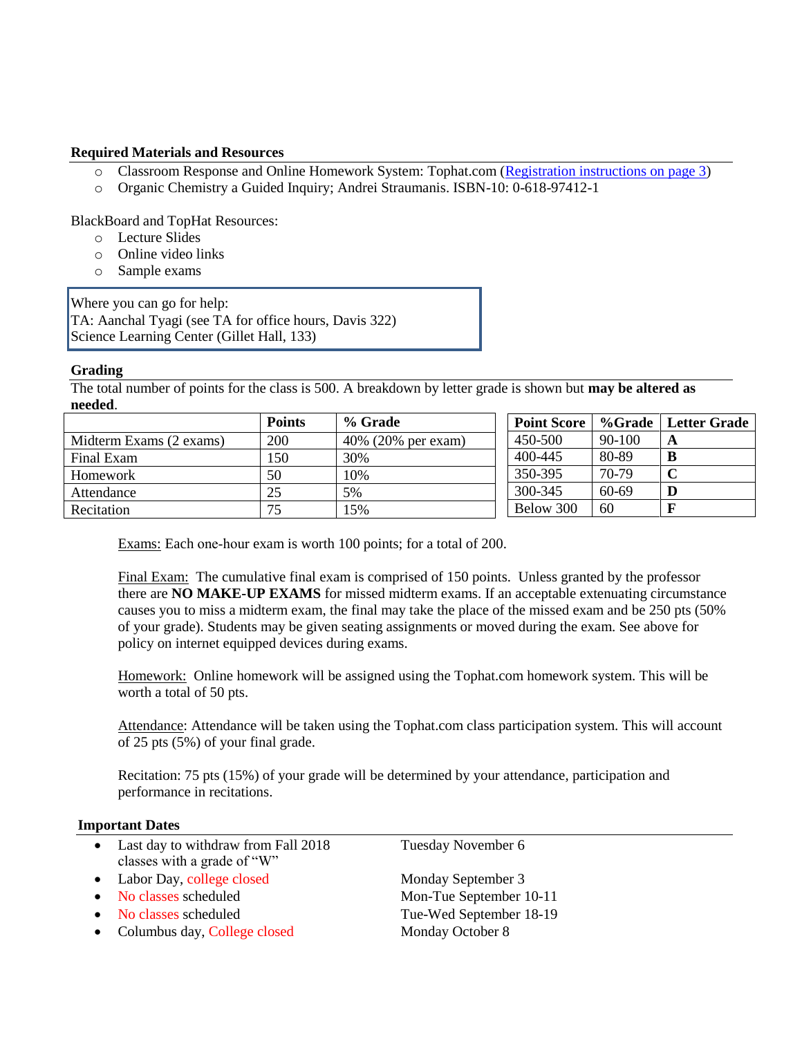### Required Materials and Resources

- Classroom Response and Online Homework System: Tophat.com ([Registration instructions on page 3](#))
- Organic Chemistry a Guided Inquiry; Andrei Straumanis. ISBN-10: 0-618-97412-1

BlackBoard and TopHat Resources:

- Lecture Slides
- Online video links
- Sample exams

> Where you can go for help:
> TA: Aanchal Tyagi (see TA for office hours, Davis 322)
> Science Learning Center (Gillet Hall, 133)

### Grading

The total number of points for the class is 500. A breakdown by letter grade is shown but **may be altered as needed**.

| | Points | % Grade |
|---|---|---|
| Midterm Exams (2 exams) | 200 | 40% (20% per exam) |
| Final Exam | 150 | 30% |
| Homework | 50 | 10% |
| Attendance | 25 | 5% |
| Recitation | 75 | 15% |

| Point Score | %Grade | Letter Grade |
|---|---|---|
| 450-500 | 90-100 | **A** |
| 400-445 | 80-89 | **B** |
| 350-395 | 70-79 | **C** |
| 300-345 | 60-69 | **D** |
| Below 300 | 60 | **F** |

Exams: Each one-hour exam is worth 100 points; for a total of 200.

Final Exam: The cumulative final exam is comprised of 150 points. Unless granted by the professor there are **NO MAKE-UP EXAMS** for missed midterm exams. If an acceptable extenuating circumstance causes you to miss a midterm exam, the final may take the place of the missed exam and be 250 pts (50% of your grade). Students may be given seating assignments or moved during the exam. See above for policy on internet equipped devices during exams.

Homework: Online homework will be assigned using the Tophat.com homework system. This will be worth a total of 50 pts.

Attendance: Attendance will be taken using the Tophat.com class participation system. This will account of 25 pts (5%) of your final grade.

Recitation: 75 pts (15%) of your grade will be determined by your attendance, participation and performance in recitations.

### Important Dates

- Last day to withdraw from Fall 2018 classes with a grade of "W" — Tuesday November 6
- Labor Day, college closed — Monday September 3
- No classes scheduled — Mon-Tue September 10-11
- No classes scheduled — Tue-Wed September 18-19
- Columbus day, College closed — Monday October 8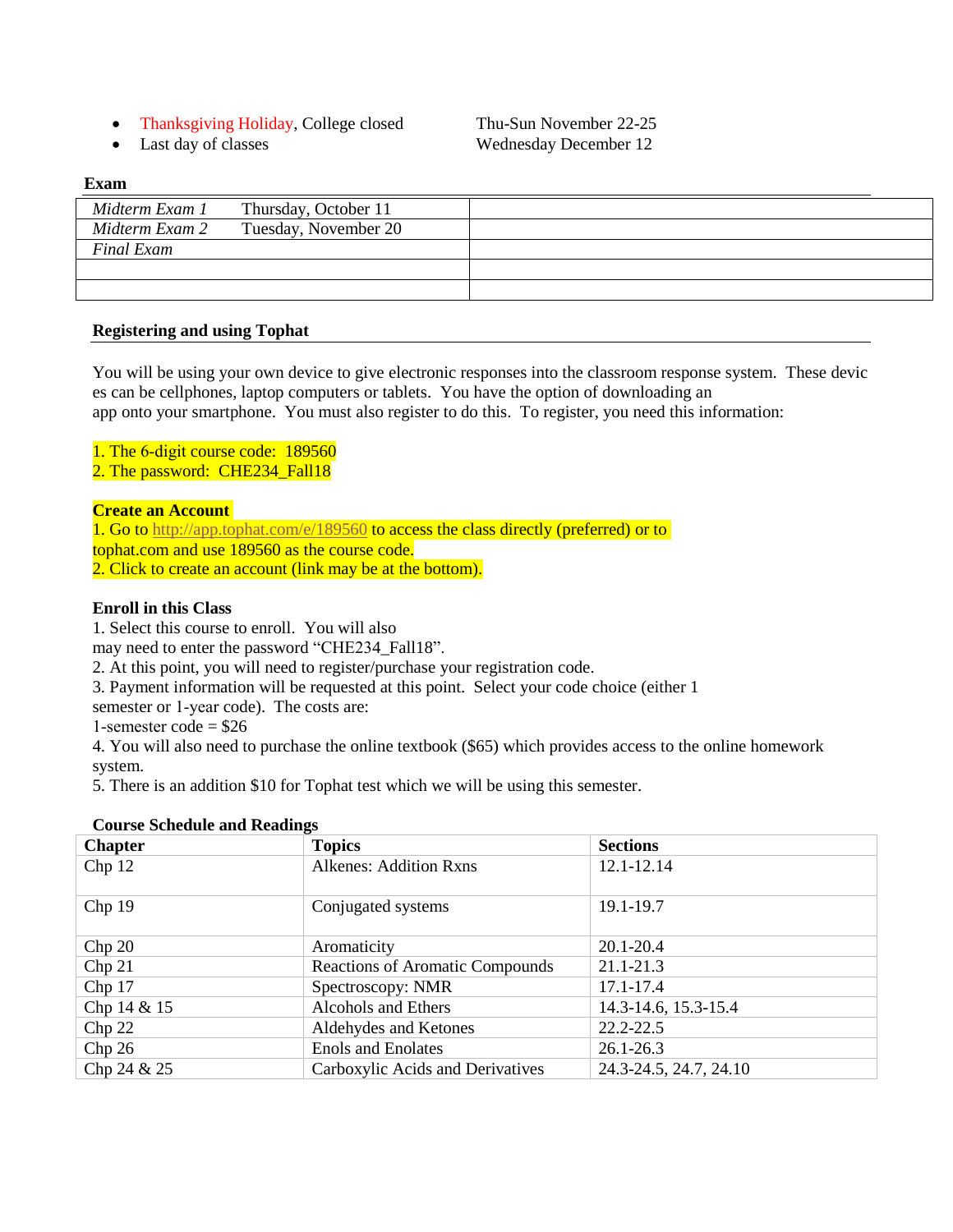- Thanksgiving Holiday, College closed — Thu-Sun November 22-25
- Last day of classes — Wednesday December 12

**Exam**

| | |
|---|---|
| *Midterm Exam 1* Thursday, October 11 | |
| *Midterm Exam 2* Tuesday, November 20 | |
| *Final Exam* | |
| | |
| | |

**Registering and using Tophat**

You will be using your own device to give electronic responses into the classroom response system. These devic es can be cellphones, laptop computers or tablets. You have the option of downloading an app onto your smartphone. You must also register to do this. To register, you need this information:

1. The 6-digit course code: 189560
2. The password: CHE234_Fall18

**Create an Account**

1. Go to http://app.tophat.com/e/189560 to access the class directly (preferred) or to tophat.com and use 189560 as the course code.
2. Click to create an account (link may be at the bottom).

**Enroll in this Class**

1. Select this course to enroll. You will also may need to enter the password "CHE234_Fall18".
2. At this point, you will need to register/purchase your registration code.
3. Payment information will be requested at this point. Select your code choice (either 1 semester or 1-year code). The costs are:
1-semester code = $26
4. You will also need to purchase the online textbook ($65) which provides access to the online homework system.
5. There is an addition $10 for Tophat test which we will be using this semester.

**Course Schedule and Readings**

| Chapter | Topics | Sections |
|---|---|---|
| Chp 12 | Alkenes: Addition Rxns | 12.1-12.14 |
| Chp 19 | Conjugated systems | 19.1-19.7 |
| Chp 20 | Aromaticity | 20.1-20.4 |
| Chp 21 | Reactions of Aromatic Compounds | 21.1-21.3 |
| Chp 17 | Spectroscopy: NMR | 17.1-17.4 |
| Chp 14 & 15 | Alcohols and Ethers | 14.3-14.6, 15.3-15.4 |
| Chp 22 | Aldehydes and Ketones | 22.2-22.5 |
| Chp 26 | Enols and Enolates | 26.1-26.3 |
| Chp 24 & 25 | Carboxylic Acids and Derivatives | 24.3-24.5, 24.7, 24.10 |